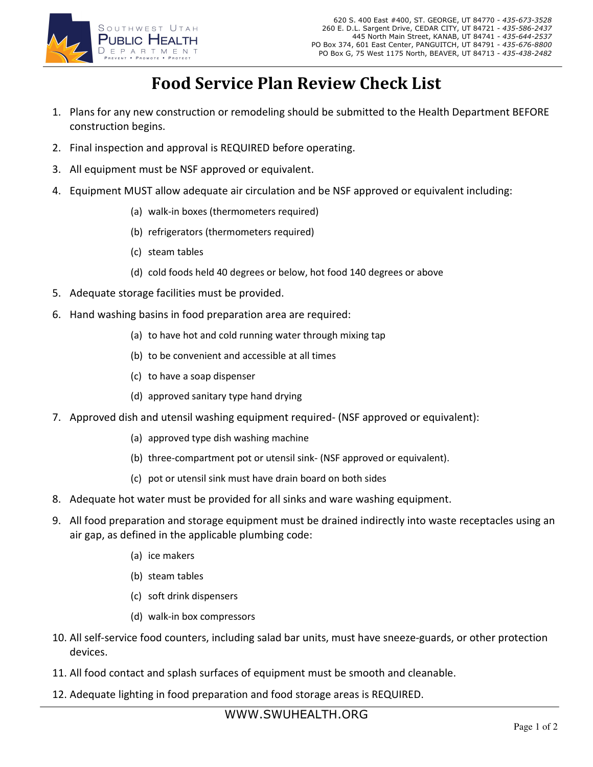Southwest Utah Public Health Department
Prevent • Promote • Protect

620 S. 400 East #400, ST. GEORGE, UT 84770 - *435-673-3528*
260 E. D.L. Sargent Drive, CEDAR CITY, UT 84721 - *435-586-2437*
445 North Main Street, KANAB, UT 84741 - *435-644-2537*
PO Box 374, 601 East Center, PANGUITCH, UT 84791 - *435-676-8800*
PO Box G, 75 West 1175 North, BEAVER, UT 84713 - *435-438-2482*

# Food Service Plan Review Check List

1. Plans for any new construction or remodeling should be submitted to the Health Department BEFORE construction begins.
2. Final inspection and approval is REQUIRED before operating.
3. All equipment must be NSF approved or equivalent.
4. Equipment MUST allow adequate air circulation and be NSF approved or equivalent including:
   - (a) walk-in boxes (thermometers required)
   - (b) refrigerators (thermometers required)
   - (c) steam tables
   - (d) cold foods held 40 degrees or below, hot food 140 degrees or above
5. Adequate storage facilities must be provided.
6. Hand washing basins in food preparation area are required:
   - (a) to have hot and cold running water through mixing tap
   - (b) to be convenient and accessible at all times
   - (c) to have a soap dispenser
   - (d) approved sanitary type hand drying
7. Approved dish and utensil washing equipment required- (NSF approved or equivalent):
   - (a) approved type dish washing machine
   - (b) three-compartment pot or utensil sink- (NSF approved or equivalent).
   - (c) pot or utensil sink must have drain board on both sides
8. Adequate hot water must be provided for all sinks and ware washing equipment.
9. All food preparation and storage equipment must be drained indirectly into waste receptacles using an air gap, as defined in the applicable plumbing code:
   - (a) ice makers
   - (b) steam tables
   - (c) soft drink dispensers
   - (d) walk-in box compressors
10. All self-service food counters, including salad bar units, must have sneeze-guards, or other protection devices.
11. All food contact and splash surfaces of equipment must be smooth and cleanable.
12. Adequate lighting in food preparation and food storage areas is REQUIRED.

WWW.SWUHEALTH.ORG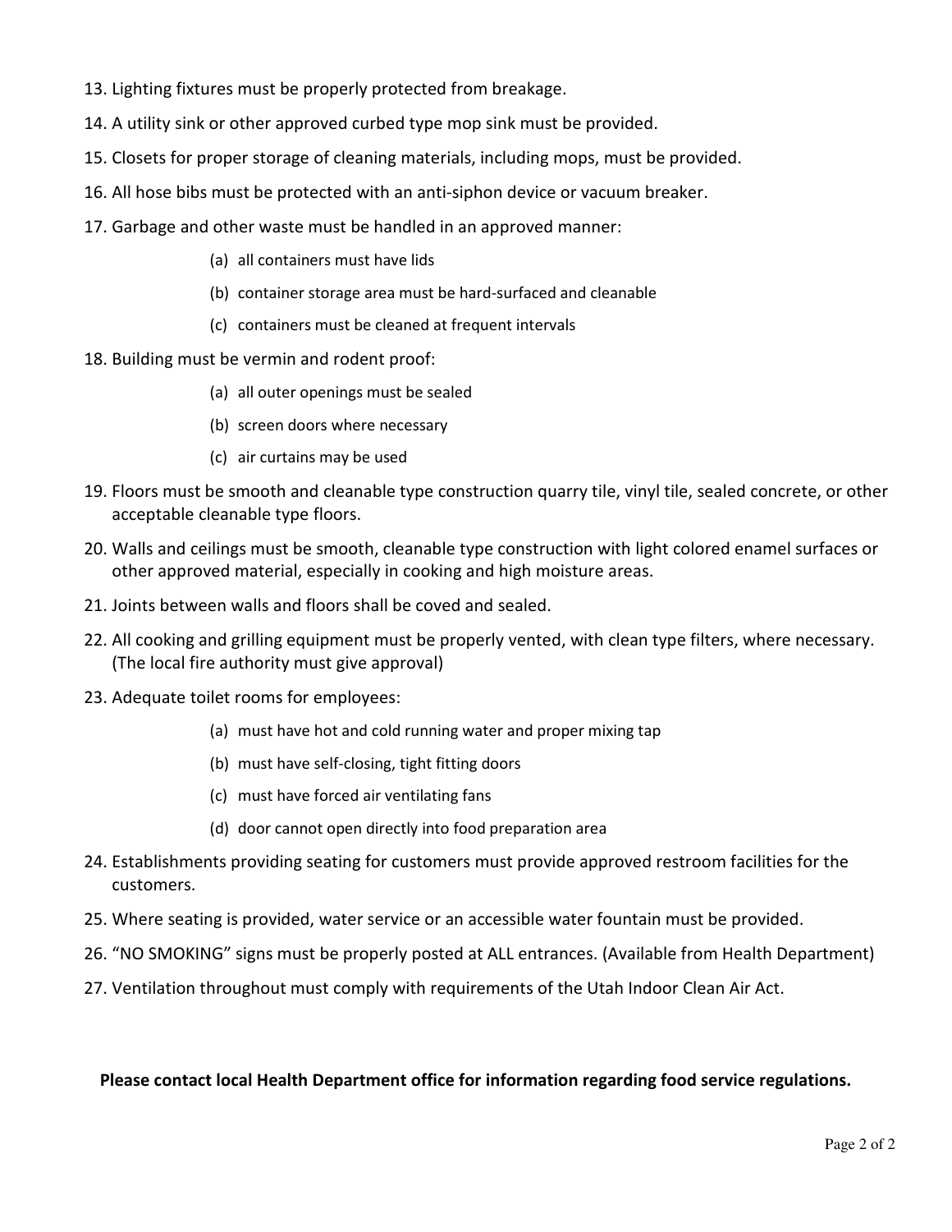13. Lighting fixtures must be properly protected from breakage.
14. A utility sink or other approved curbed type mop sink must be provided.
15. Closets for proper storage of cleaning materials, including mops, must be provided.
16. All hose bibs must be protected with an anti-siphon device or vacuum breaker.
17. Garbage and other waste must be handled in an approved manner:
    - (a) all containers must have lids
    - (b) container storage area must be hard-surfaced and cleanable
    - (c) containers must be cleaned at frequent intervals
18. Building must be vermin and rodent proof:
    - (a) all outer openings must be sealed
    - (b) screen doors where necessary
    - (c) air curtains may be used
19. Floors must be smooth and cleanable type construction quarry tile, vinyl tile, sealed concrete, or other acceptable cleanable type floors.
20. Walls and ceilings must be smooth, cleanable type construction with light colored enamel surfaces or other approved material, especially in cooking and high moisture areas.
21. Joints between walls and floors shall be coved and sealed.
22. All cooking and grilling equipment must be properly vented, with clean type filters, where necessary. (The local fire authority must give approval)
23. Adequate toilet rooms for employees:
    - (a) must have hot and cold running water and proper mixing tap
    - (b) must have self-closing, tight fitting doors
    - (c) must have forced air ventilating fans
    - (d) door cannot open directly into food preparation area
24. Establishments providing seating for customers must provide approved restroom facilities for the customers.
25. Where seating is provided, water service or an accessible water fountain must be provided.
26. "NO SMOKING" signs must be properly posted at ALL entrances. (Available from Health Department)
27. Ventilation throughout must comply with requirements of the Utah Indoor Clean Air Act.

**Please contact local Health Department office for information regarding food service regulations.**